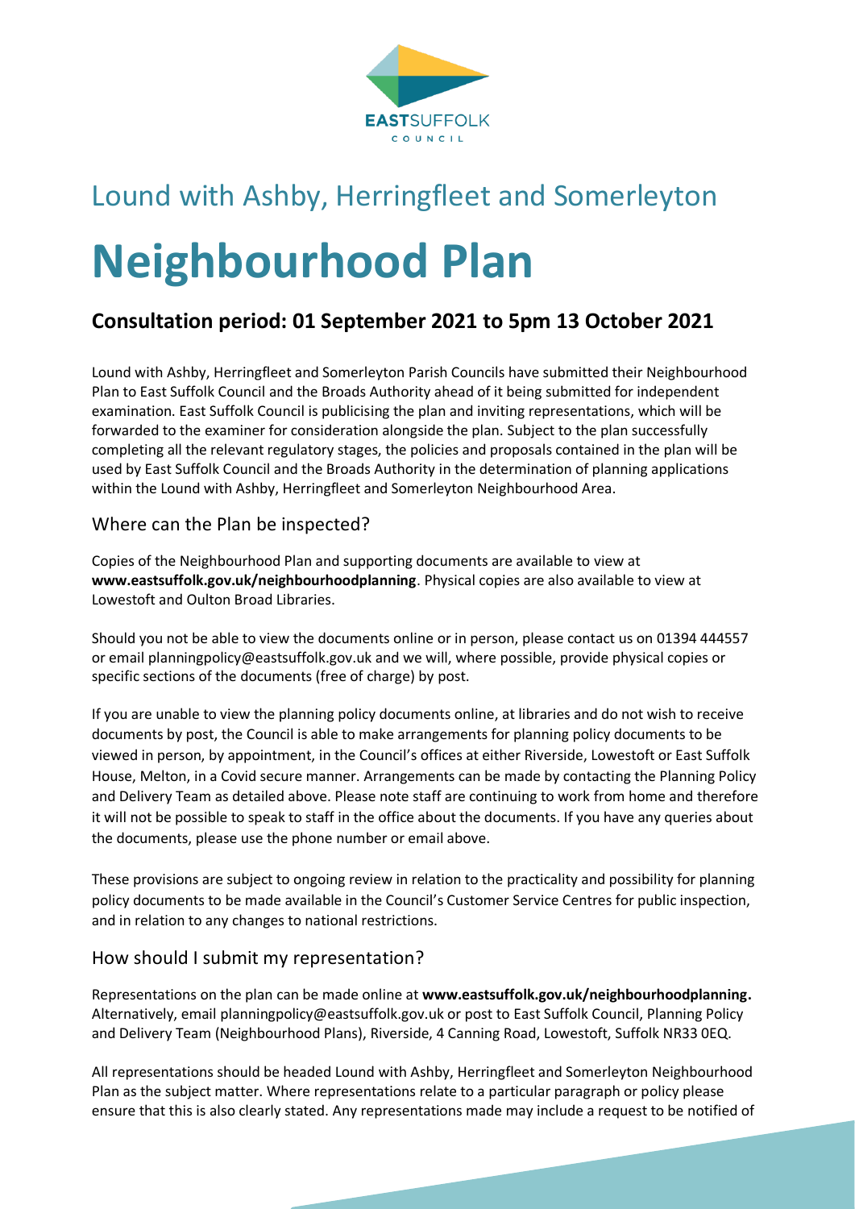EASTSUFFOLK
COUNCIL

## Lound with Ashby, Herringfleet and Somerleyton

# Neighbourhood Plan

### Consultation period: 01 September 2021 to 5pm 13 October 2021

Lound with Ashby, Herringfleet and Somerleyton Parish Councils have submitted their Neighbourhood Plan to East Suffolk Council and the Broads Authority ahead of it being submitted for independent examination. East Suffolk Council is publicising the plan and inviting representations, which will be forwarded to the examiner for consideration alongside the plan. Subject to the plan successfully completing all the relevant regulatory stages, the policies and proposals contained in the plan will be used by East Suffolk Council and the Broads Authority in the determination of planning applications within the Lound with Ashby, Herringfleet and Somerleyton Neighbourhood Area.

## Where can the Plan be inspected?

Copies of the Neighbourhood Plan and supporting documents are available to view at **www.eastsuffolk.gov.uk/neighbourhoodplanning**. Physical copies are also available to view at Lowestoft and Oulton Broad Libraries.

Should you not be able to view the documents online or in person, please contact us on 01394 444557 or email planningpolicy@eastsuffolk.gov.uk and we will, where possible, provide physical copies or specific sections of the documents (free of charge) by post.

If you are unable to view the planning policy documents online, at libraries and do not wish to receive documents by post, the Council is able to make arrangements for planning policy documents to be viewed in person, by appointment, in the Council's offices at either Riverside, Lowestoft or East Suffolk House, Melton, in a Covid secure manner. Arrangements can be made by contacting the Planning Policy and Delivery Team as detailed above. Please note staff are continuing to work from home and therefore it will not be possible to speak to staff in the office about the documents. If you have any queries about the documents, please use the phone number or email above.

These provisions are subject to ongoing review in relation to the practicality and possibility for planning policy documents to be made available in the Council's Customer Service Centres for public inspection, and in relation to any changes to national restrictions.

## How should I submit my representation?

Representations on the plan can be made online at **www.eastsuffolk.gov.uk/neighbourhoodplanning.** Alternatively, email planningpolicy@eastsuffolk.gov.uk or post to East Suffolk Council, Planning Policy and Delivery Team (Neighbourhood Plans), Riverside, 4 Canning Road, Lowestoft, Suffolk NR33 0EQ.

All representations should be headed Lound with Ashby, Herringfleet and Somerleyton Neighbourhood Plan as the subject matter. Where representations relate to a particular paragraph or policy please ensure that this is also clearly stated. Any representations made may include a request to be notified of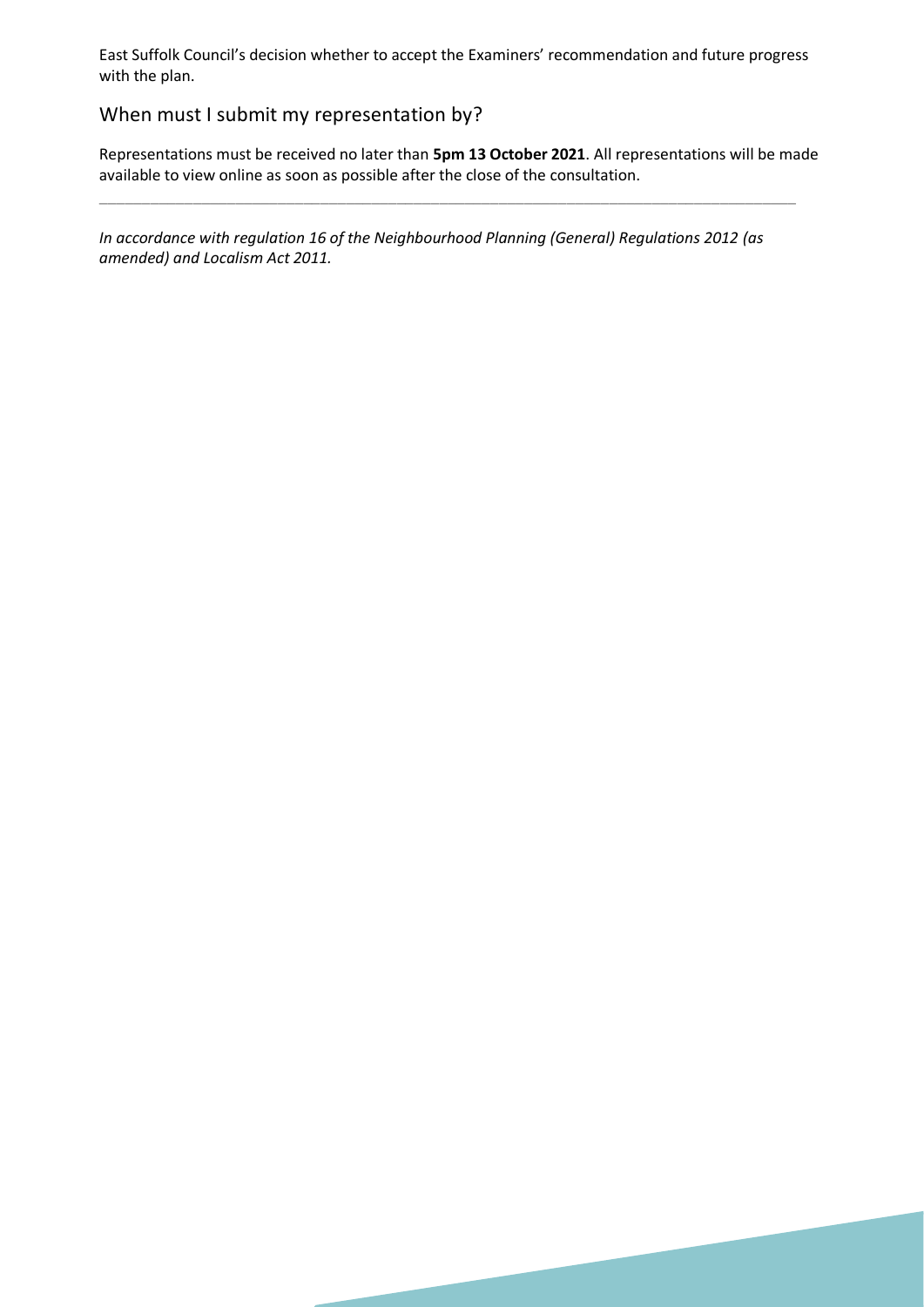East Suffolk Council's decision whether to accept the Examiners' recommendation and future progress with the plan.

## When must I submit my representation by?

Representations must be received no later than **5pm 13 October 2021**. All representations will be made available to view online as soon as possible after the close of the consultation.

---

*In accordance with regulation 16 of the Neighbourhood Planning (General) Regulations 2012 (as amended) and Localism Act 2011.*